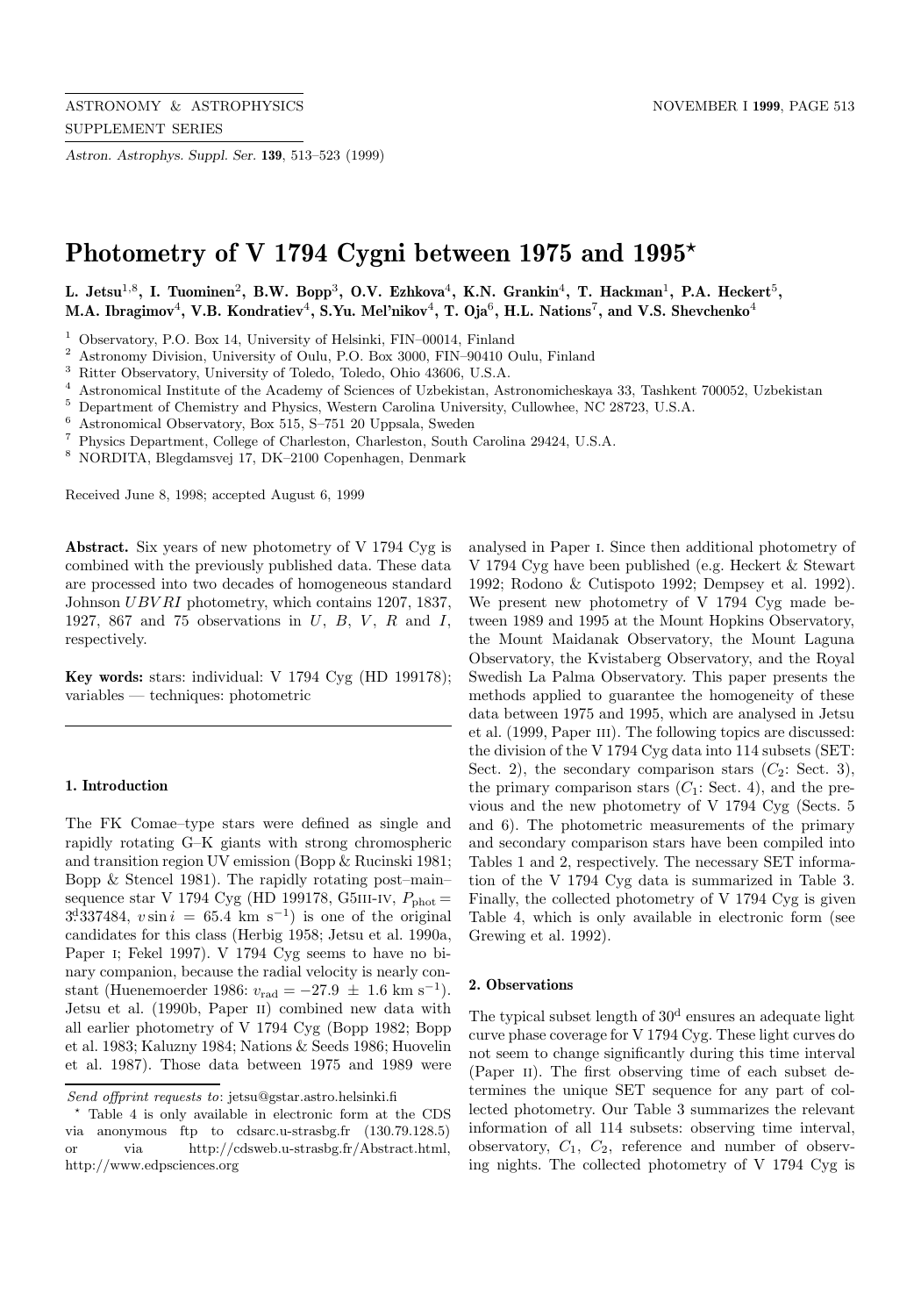# Photometry of V 1794 Cygni between 1975 and 1995*

**L. Jetsu[1,8], I. Tuominen[2], B.W. Bopp[3], O.V. Ezhkova[4], K.N. Grankin[4], T. Hackman[1], P.A. Heckert[5], M.A. Ibragimov[4], V.B. Kondratiev[4], S.Yu. Mel'nikov[4], T. Oja[6], H.L. Nations[7], and V.S. Shevchenko[4]**

[1] Observatory, P.O. Box 14, University of Helsinki, FIN–00014, Finland
[2] Astronomy Division, University of Oulu, P.O. Box 3000, FIN–90410 Oulu, Finland
[3] Ritter Observatory, University of Toledo, Toledo, Ohio 43606, U.S.A.
[4] Astronomical Institute of the Academy of Sciences of Uzbekistan, Astronomicheskaya 33, Tashkent 700052, Uzbekistan
[5] Department of Chemistry and Physics, Western Carolina University, Cullowhee, NC 28723, U.S.A.
[6] Astronomical Observatory, Box 515, S–751 20 Uppsala, Sweden
[7] Physics Department, College of Charleston, Charleston, South Carolina 29424, U.S.A.
[8] NORDITA, Blegdamsvej 17, DK–2100 Copenhagen, Denmark

Received June 8, 1998; accepted August 6, 1999

**Abstract.** Six years of new photometry of V 1794 Cyg is combined with the previously published data. These data are processed into two decades of homogeneous standard Johnson $UBVRI$ photometry, which contains 1207, 1837, 1927, 867 and 75 observations in $U$, $B$, $V$, $R$ and $I$, respectively.

**Key words:** stars: individual: V 1794 Cyg (HD 199178); variables — techniques: photometric

## 1. Introduction

The FK Comae–type stars were defined as single and rapidly rotating G–K giants with strong chromospheric and transition region UV emission (Bopp & Rucinski 1981; Bopp & Stencel 1981). The rapidly rotating post–main–sequence star V 1794 Cyg (HD 199178, G5III-IV, $P_{\rm phot} = 3^{\rm d}\!.337484$, $v \sin i = 65.4$ km s$^{-1}$) is one of the original candidates for this class (Herbig 1958; Jetsu et al. 1990a, Paper I; Fekel 1997). V 1794 Cyg seems to have no binary companion, because the radial velocity is nearly constant (Huenemoerder 1986: $v_{\rm rad} = -27.9 \pm 1.6$ km s$^{-1}$). Jetsu et al. (1990b, Paper II) combined new data with all earlier photometry of V 1794 Cyg (Bopp 1982; Bopp et al. 1983; Kaluzny 1984; Nations & Seeds 1986; Huovelin et al. 1987). Those data between 1975 and 1989 were analysed in Paper I. Since then additional photometry of V 1794 Cyg have been published (e.g. Heckert & Stewart 1992; Rodono & Cutispoto 1992; Dempsey et al. 1992). We present new photometry of V 1794 Cyg made between 1989 and 1995 at the Mount Hopkins Observatory, the Mount Maidanak Observatory, the Mount Laguna Observatory, the Kvistaberg Observatory, and the Royal Swedish La Palma Observatory. This paper presents the methods applied to guarantee the homogeneity of these data between 1975 and 1995, which are analysed in Jetsu et al. (1999, Paper III). The following topics are discussed: the division of the V 1794 Cyg data into 114 subsets (SET: Sect. 2), the secondary comparison stars ($C_2$: Sect. 3), the primary comparison stars ($C_1$: Sect. 4), and the previous and the new photometry of V 1794 Cyg (Sects. 5 and 6). The photometric measurements of the primary and secondary comparison stars have been compiled into Tables 1 and 2, respectively. The necessary SET information of the V 1794 Cyg data is summarized in Table 3. Finally, the collected photometry of V 1794 Cyg is given Table 4, which is only available in electronic form (see Grewing et al. 1992).

## 2. Observations

The typical subset length of $30^{\rm d}$ ensures an adequate light curve phase coverage for V 1794 Cyg. These light curves do not seem to change significantly during this time interval (Paper II). The first observing time of each subset determines the unique SET sequence for any part of collected photometry. Our Table 3 summarizes the relevant information of all 114 subsets: observing time interval, observatory, $C_1$, $C_2$, reference and number of observing nights. The collected photometry of V 1794 Cyg is

---

*Send offprint requests to*: jetsu@gstar.astro.helsinki.fi

\* Table 4 is only available in electronic form at the CDS via anonymous ftp to cdsarc.u-strasbg.fr (130.79.128.5) or via http://cdsweb.u-strasbg.fr/Abstract.html, http://www.edpsciences.org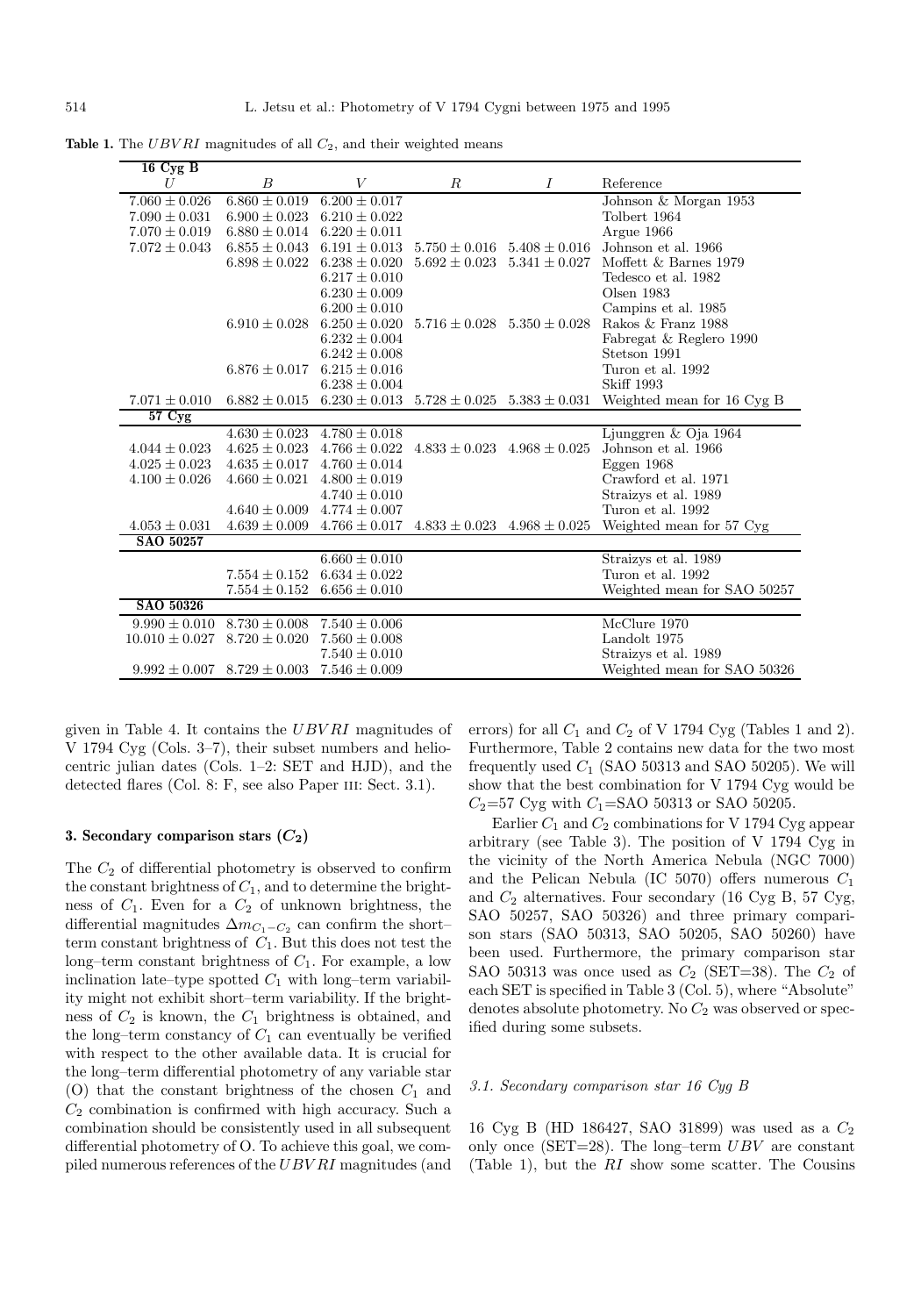**Table 1.** The $UBVRI$ magnitudes of all $C_2$, and their weighted means

| $U$ | $B$ | $V$ | $R$ | $I$ | Reference |
|---|---|---|---|---|---|
| **16 Cyg B** | | | | | |
| $7.060 \pm 0.026$ | $6.860 \pm 0.019$ | $6.200 \pm 0.017$ | | | Johnson & Morgan 1953 |
| $7.090 \pm 0.031$ | $6.900 \pm 0.023$ | $6.210 \pm 0.022$ | | | Tolbert 1964 |
| $7.070 \pm 0.019$ | $6.880 \pm 0.014$ | $6.220 \pm 0.011$ | | | Argue 1966 |
| $7.072 \pm 0.043$ | $6.855 \pm 0.043$ | $6.191 \pm 0.013$ | $5.750 \pm 0.016$ | $5.408 \pm 0.016$ | Johnson et al. 1966 |
| | $6.898 \pm 0.022$ | $6.238 \pm 0.020$ | $5.692 \pm 0.023$ | $5.341 \pm 0.027$ | Moffett & Barnes 1979 |
| | | $6.217 \pm 0.010$ | | | Tedesco et al. 1982 |
| | | $6.230 \pm 0.009$ | | | Olsen 1983 |
| | | $6.200 \pm 0.010$ | | | Campins et al. 1985 |
| | $6.910 \pm 0.028$ | $6.250 \pm 0.020$ | $5.716 \pm 0.028$ | $5.350 \pm 0.028$ | Rakos & Franz 1988 |
| | | $6.232 \pm 0.004$ | | | Fabregat & Reglero 1990 |
| | | $6.242 \pm 0.008$ | | | Stetson 1991 |
| | $6.876 \pm 0.017$ | $6.215 \pm 0.016$ | | | Turon et al. 1992 |
| | | $6.238 \pm 0.004$ | | | Skiff 1993 |
| $7.071 \pm 0.010$ | $6.882 \pm 0.015$ | $6.230 \pm 0.013$ | $5.728 \pm 0.025$ | $5.383 \pm 0.031$ | Weighted mean for 16 Cyg B |
| **57 Cyg** | | | | | |
| | $4.630 \pm 0.023$ | $4.780 \pm 0.018$ | | | Ljunggren & Oja 1964 |
| $4.044 \pm 0.023$ | $4.625 \pm 0.023$ | $4.766 \pm 0.022$ | $4.833 \pm 0.023$ | $4.968 \pm 0.025$ | Johnson et al. 1966 |
| $4.025 \pm 0.023$ | $4.635 \pm 0.017$ | $4.760 \pm 0.014$ | | | Eggen 1968 |
| $4.100 \pm 0.026$ | $4.660 \pm 0.021$ | $4.800 \pm 0.019$ | | | Crawford et al. 1971 |
| | | $4.740 \pm 0.010$ | | | Straizys et al. 1989 |
| | $4.640 \pm 0.009$ | $4.774 \pm 0.007$ | | | Turon et al. 1992 |
| $4.053 \pm 0.031$ | $4.639 \pm 0.009$ | $4.766 \pm 0.017$ | $4.833 \pm 0.023$ | $4.968 \pm 0.025$ | Weighted mean for 57 Cyg |
| **SAO 50257** | | | | | |
| | | $6.660 \pm 0.010$ | | | Straizys et al. 1989 |
| | $7.554 \pm 0.152$ | $6.634 \pm 0.022$ | | | Turon et al. 1992 |
| | $7.554 \pm 0.152$ | $6.656 \pm 0.010$ | | | Weighted mean for SAO 50257 |
| **SAO 50326** | | | | | |
| $9.990 \pm 0.010$ | $8.730 \pm 0.008$ | $7.540 \pm 0.006$ | | | McClure 1970 |
| $10.010 \pm 0.027$ | $8.720 \pm 0.020$ | $7.560 \pm 0.008$ | | | Landolt 1975 |
| | | $7.540 \pm 0.010$ | | | Straizys et al. 1989 |
| $9.992 \pm 0.007$ | $8.729 \pm 0.003$ | $7.546 \pm 0.009$ | | | Weighted mean for SAO 50326 |

given in Table 4. It contains the $UBVRI$ magnitudes of V 1794 Cyg (Cols. 3–7), their subset numbers and heliocentric julian dates (Cols. 1–2: SET and HJD), and the detected flares (Col. 8: F, see also Paper III: Sect. 3.1).

### 3. Secondary comparison stars ($C_2$)

The $C_2$ of differential photometry is observed to confirm the constant brightness of $C_1$, and to determine the brightness of $C_1$. Even for a $C_2$ of unknown brightness, the differential magnitudes $\Delta m_{C_1-C_2}$ can confirm the short–term constant brightness of $C_1$. But this does not test the long–term constant brightness of $C_1$. For example, a low inclination late–type spotted $C_1$ with long–term variability might not exhibit short–term variability. If the brightness of $C_2$ is known, the $C_1$ brightness is obtained, and the long–term constancy of $C_1$ can eventually be verified with respect to the other available data. It is crucial for the long–term differential photometry of any variable star (O) that the constant brightness of the chosen $C_1$ and $C_2$ combination is confirmed with high accuracy. Such a combination should be consistently used in all subsequent differential photometry of O. To achieve this goal, we compiled numerous references of the $UBVRI$ magnitudes (and errors) for all $C_1$ and $C_2$ of V 1794 Cyg (Tables 1 and 2). Furthermore, Table 2 contains new data for the two most frequently used $C_1$ (SAO 50313 and SAO 50205). We will show that the best combination for V 1794 Cyg would be $C_2$=57 Cyg with $C_1$=SAO 50313 or SAO 50205.

Earlier $C_1$ and $C_2$ combinations for V 1794 Cyg appear arbitrary (see Table 3). The position of V 1794 Cyg in the vicinity of the North America Nebula (NGC 7000) and the Pelican Nebula (IC 5070) offers numerous $C_1$ and $C_2$ alternatives. Four secondary (16 Cyg B, 57 Cyg, SAO 50257, SAO 50326) and three primary comparison stars (SAO 50313, SAO 50205, SAO 50260) have been used. Furthermore, the primary comparison star SAO 50313 was once used as $C_2$ (SET=38). The $C_2$ of each SET is specified in Table 3 (Col. 5), where "Absolute" denotes absolute photometry. No $C_2$ was observed or specified during some subsets.

#### 3.1. Secondary comparison star 16 Cyg B

16 Cyg B (HD 186427, SAO 31899) was used as a $C_2$ only once (SET=28). The long–term $UBV$ are constant (Table 1), but the $RI$ show some scatter. The Cousins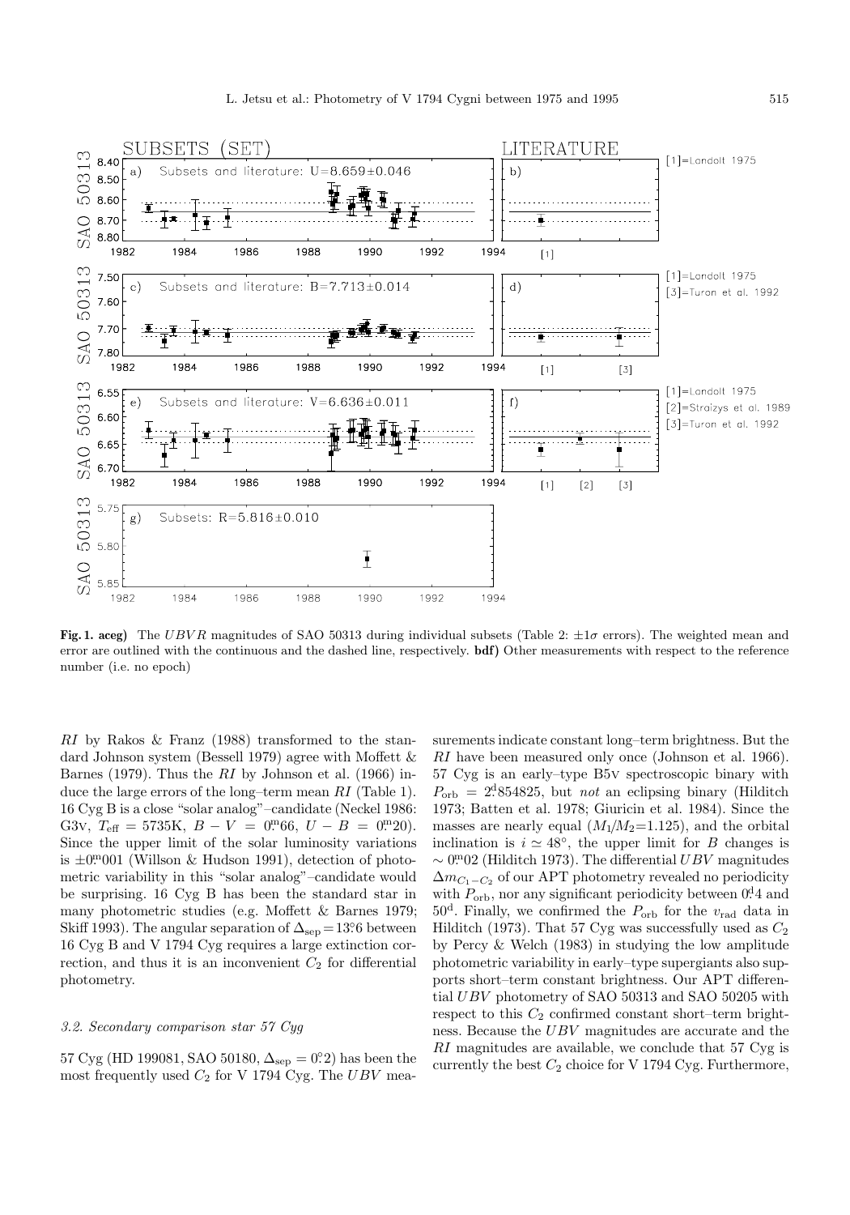**Fig. 1. aceg)** The $UBVR$ magnitudes of SAO 50313 during individual subsets (Table 2: $\pm 1\sigma$ errors). The weighted mean and error are outlined with the continuous and the dashed line, respectively. **bdf)** Other measurements with respect to the reference number (i.e. no epoch)

$RI$ by Rakos & Franz (1988) transformed to the standard Johnson system (Bessell 1979) agree with Moffett & Barnes (1979). Thus the $RI$ by Johnson et al. (1966) induce the large errors of the long–term mean $RI$ (Table 1). 16 Cyg B is a close "solar analog"–candidate (Neckel 1986: G3v, $T_{\rm eff}$ = 5735K, $B-V$ = $0^{\rm m}\!.66$, $U-B$ = $0^{\rm m}\!.20$). Since the upper limit of the solar luminosity variations is $\pm 0^{\rm m}\!.001$ (Willson & Hudson 1991), detection of photometric variability in this "solar analog"–candidate would be surprising. 16 Cyg B has been the standard star in many photometric studies (e.g. Moffett & Barnes 1979; Skiff 1993). The angular separation of $\Delta_{\rm sep}$ = $13^\circ\!.6$ between 16 Cyg B and V 1794 Cyg requires a large extinction correction, and thus it is an inconvenient $C_2$ for differential photometry.

### 3.2. Secondary comparison star 57 Cyg

57 Cyg (HD 199081, SAO 50180, $\Delta_{\rm sep}$ = $0^\circ\!.2$) has been the most frequently used $C_2$ for V 1794 Cyg. The $UBV$ measurements indicate constant long–term brightness. But the $RI$ have been measured only once (Johnson et al. 1966). 57 Cyg is an early–type B5v spectroscopic binary with $P_{\rm orb}$ = $2^{\rm d}\!.854825$, but *not* an eclipsing binary (Hilditch 1973; Batten et al. 1978; Giuricin et al. 1984). Since the masses are nearly equal ($M_1/M_2$=1.125), and the orbital inclination is $i \simeq 48^\circ$, the upper limit for $B$ changes is $\sim 0^{\rm m}\!.02$ (Hilditch 1973). The differential $UBV$ magnitudes $\Delta m_{C_1-C_2}$ of our APT photometry revealed no periodicity with $P_{\rm orb}$, nor any significant periodicity between $0^{\rm d}\!.4$ and $50^{\rm d}$. Finally, we confirmed the $P_{\rm orb}$ for the $v_{\rm rad}$ data in Hilditch (1973). That 57 Cyg was successfully used as $C_2$ by Percy & Welch (1983) in studying the low amplitude photometric variability in early–type supergiants also supports short–term constant brightness. Our APT differential $UBV$ photometry of SAO 50313 and SAO 50205 with respect to this $C_2$ confirmed constant short–term brightness. Because the $UBV$ magnitudes are accurate and the $RI$ magnitudes are available, we conclude that 57 Cyg is currently the best $C_2$ choice for V 1794 Cyg. Furthermore,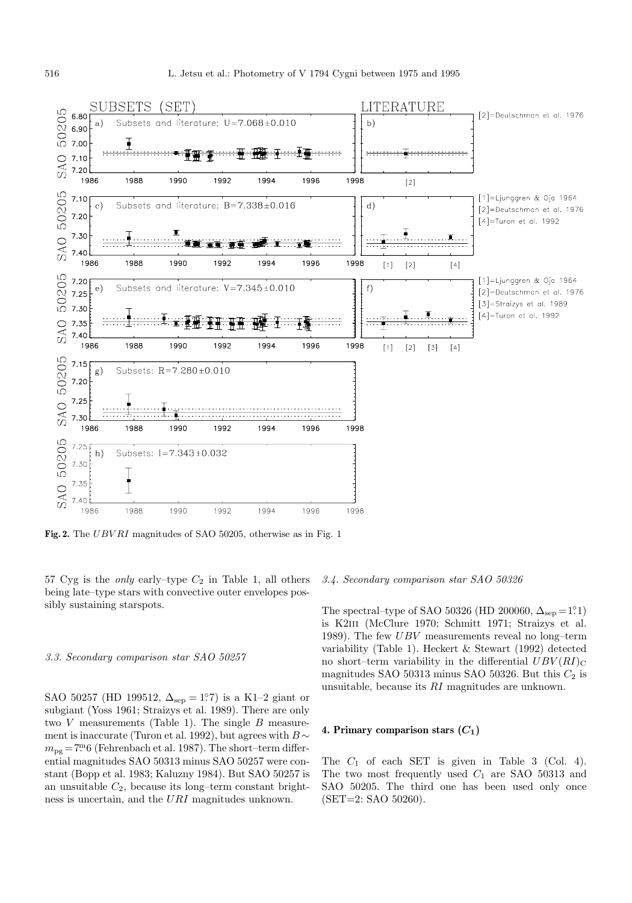**Fig. 2.** The $UBVRI$ magnitudes of SAO 50205, otherwise as in Fig. 1

57 Cyg is the *only* early–type $C_2$ in Table 1, all others being late–type stars with convective outer envelopes possibly sustaining starspots.

### 3.3. Secondary comparison star SAO 50257

SAO 50257 (HD 199512, $\Delta_{\rm sep} = 1\overset{\circ}{.}7$) is a K1–2 giant or subgiant (Yoss 1961; Straizys et al. 1989). There are only two $V$ measurements (Table 1). The single $B$ measurement is inaccurate (Turon et al. 1992), but agrees with $B \sim m_{\rm pg} = 7\overset{\rm m}{.}6$ (Fehrenbach et al. 1987). The short–term differential magnitudes SAO 50313 minus SAO 50257 were constant (Bopp et al. 1983; Kaluzny 1984). But SAO 50257 is an unsuitable $C_2$, because its long–term constant brightness is uncertain, and the $URI$ magnitudes unknown.

### 3.4. Secondary comparison star SAO 50326

The spectral–type of SAO 50326 (HD 200060, $\Delta_{\rm sep} = 1\overset{\circ}{.}1$) is K2III (McClure 1970; Schmitt 1971; Straizys et al. 1989). The few $UBV$ measurements reveal no long–term variability (Table 1). Heckert & Stewart (1992) detected no short–term variability in the differential $UBV(RI)_{\rm C}$ magnitudes SAO 50313 minus SAO 50326. But this $C_2$ is unsuitable, because its $RI$ magnitudes are unknown.

## 4. Primary comparison stars ($C_1$)

The $C_1$ of each SET is given in Table 3 (Col. 4). The two most frequently used $C_1$ are SAO 50313 and SAO 50205. The third one has been used only once (SET=2: SAO 50260).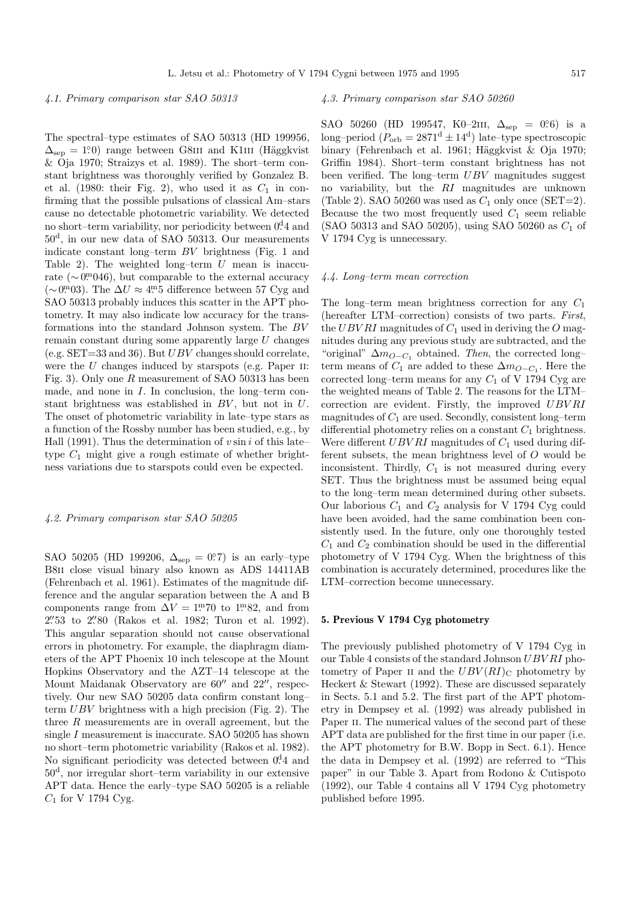#### 4.1. Primary comparison star SAO 50313

The spectral–type estimates of SAO 50313 (HD 199956, $\Delta_{\rm sep} = 1\overset{\circ}{.}0$) range between G8III and K1III (Häggkvist & Oja 1970; Straizys et al. 1989). The short–term constant brightness was thoroughly verified by Gonzalez B. et al. (1980: their Fig. 2), who used it as $C_1$ in confirming that the possible pulsations of classical Am–stars cause no detectable photometric variability. We detected no short–term variability, nor periodicity between $0\overset{\rm d}{.}4$ and $50^{\rm d}$, in our new data of SAO 50313. Our measurements indicate constant long–term $BV$ brightness (Fig. 1 and Table 2). The weighted long–term $U$ mean is inaccurate ($\sim 0\overset{\rm m}{.}046$), but comparable to the external accuracy ($\sim 0\overset{\rm m}{.}03$). The $\Delta U \approx 4\overset{\rm m}{.}5$ difference between 57 Cyg and SAO 50313 probably induces this scatter in the APT photometry. It may also indicate low accuracy for the transformations into the standard Johnson system. The $BV$ remain constant during some apparently large $U$ changes (e.g. SET=33 and 36). But $UBV$ changes should correlate, were the $U$ changes induced by starspots (e.g. Paper II: Fig. 3). Only one $R$ measurement of SAO 50313 has been made, and none in $I$. In conclusion, the long–term constant brightness was established in $BV$, but not in $U$. The onset of photometric variability in late–type stars as a function of the Rossby number has been studied, e.g., by Hall (1991). Thus the determination of $v \sin i$ of this late–type $C_1$ might give a rough estimate of whether brightness variations due to starspots could even be expected.

#### 4.2. Primary comparison star SAO 50205

SAO 50205 (HD 199206, $\Delta_{\rm sep} = 0\overset{\circ}{.}7$) is an early–type B8II close visual binary also known as ADS 14411AB (Fehrenbach et al. 1961). Estimates of the magnitude difference and the angular separation between the A and B components range from $\Delta V = 1\overset{\rm m}{.}70$ to $1\overset{\rm m}{.}82$, and from $2\overset{''}{.}53$ to $2\overset{''}{.}80$ (Rakos et al. 1982; Turon et al. 1992). This angular separation should not cause observational errors in photometry. For example, the diaphragm diameters of the APT Phoenix 10 inch telescope at the Mount Hopkins Observatory and the AZT–14 telescope at the Mount Maidanak Observatory are $60''$ and $22''$, respectively. Our new SAO 50205 data confirm constant long–term $UBV$ brightness with a high precision (Fig. 2). The three $R$ measurements are in overall agreement, but the single $I$ measurement is inaccurate. SAO 50205 has shown no short–term photometric variability (Rakos et al. 1982). No significant periodicity was detected between $0\overset{\rm d}{.}4$ and $50^{\rm d}$, nor irregular short–term variability in our extensive APT data. Hence the early–type SAO 50205 is a reliable $C_1$ for V 1794 Cyg.

#### 4.3. Primary comparison star SAO 50260

SAO 50260 (HD 199547, K0–2III, $\Delta_{\rm sep} = 0\overset{\circ}{.}6$) is a long–period ($P_{\rm orb} = 2871^{\rm d} \pm 14^{\rm d}$) late–type spectroscopic binary (Fehrenbach et al. 1961; Häggkvist & Oja 1970; Griffin 1984). Short–term constant brightness has not been verified. The long–term $UBV$ magnitudes suggest no variability, but the $RI$ magnitudes are unknown (Table 2). SAO 50260 was used as $C_1$ only once (SET=2). Because the two most frequently used $C_1$ seem reliable (SAO 50313 and SAO 50205), using SAO 50260 as $C_1$ of V 1794 Cyg is unnecessary.

#### 4.4. Long–term mean correction

The long–term mean brightness correction for any $C_1$ (hereafter LTM–correction) consists of two parts. *First*, the $UBVRI$ magnitudes of $C_1$ used in deriving the $O$ magnitudes during any previous study are subtracted, and the "original" $\Delta m_{O-C_1}$ obtained. *Then*, the corrected long–term means of $C_1$ are added to these $\Delta m_{O-C_1}$. Here the corrected long–term means for any $C_1$ of V 1794 Cyg are the weighted means of Table 2. The reasons for the LTM–correction are evident. Firstly, the improved $UBVRI$ magnitudes of $C_1$ are used. Secondly, consistent long–term differential photometry relies on a constant $C_1$ brightness. Were different $UBVRI$ magnitudes of $C_1$ used during different subsets, the mean brightness level of $O$ would be inconsistent. Thirdly, $C_1$ is not measured during every SET. Thus the brightness must be assumed being equal to the long–term mean determined during other subsets. Our laborious $C_1$ and $C_2$ analysis for V 1794 Cyg could have been avoided, had the same combination been consistently used. In the future, only one thoroughly tested $C_1$ and $C_2$ combination should be used in the differential photometry of V 1794 Cyg. When the brightness of this combination is accurately determined, procedures like the LTM–correction become unnecessary.

## 5. Previous V 1794 Cyg photometry

The previously published photometry of V 1794 Cyg in our Table 4 consists of the standard Johnson $UBVRI$ photometry of Paper II and the $UBV(RI)_{\rm C}$ photometry by Heckert & Stewart (1992). These are discussed separately in Sects. 5.1 and 5.2. The first part of the APT photometry in Dempsey et al. (1992) was already published in Paper II. The numerical values of the second part of these APT data are published for the first time in our paper (i.e. the APT photometry for B.W. Bopp in Sect. 6.1). Hence the data in Dempsey et al. (1992) are referred to "This paper" in our Table 3. Apart from Rodono & Cutispoto (1992), our Table 4 contains all V 1794 Cyg photometry published before 1995.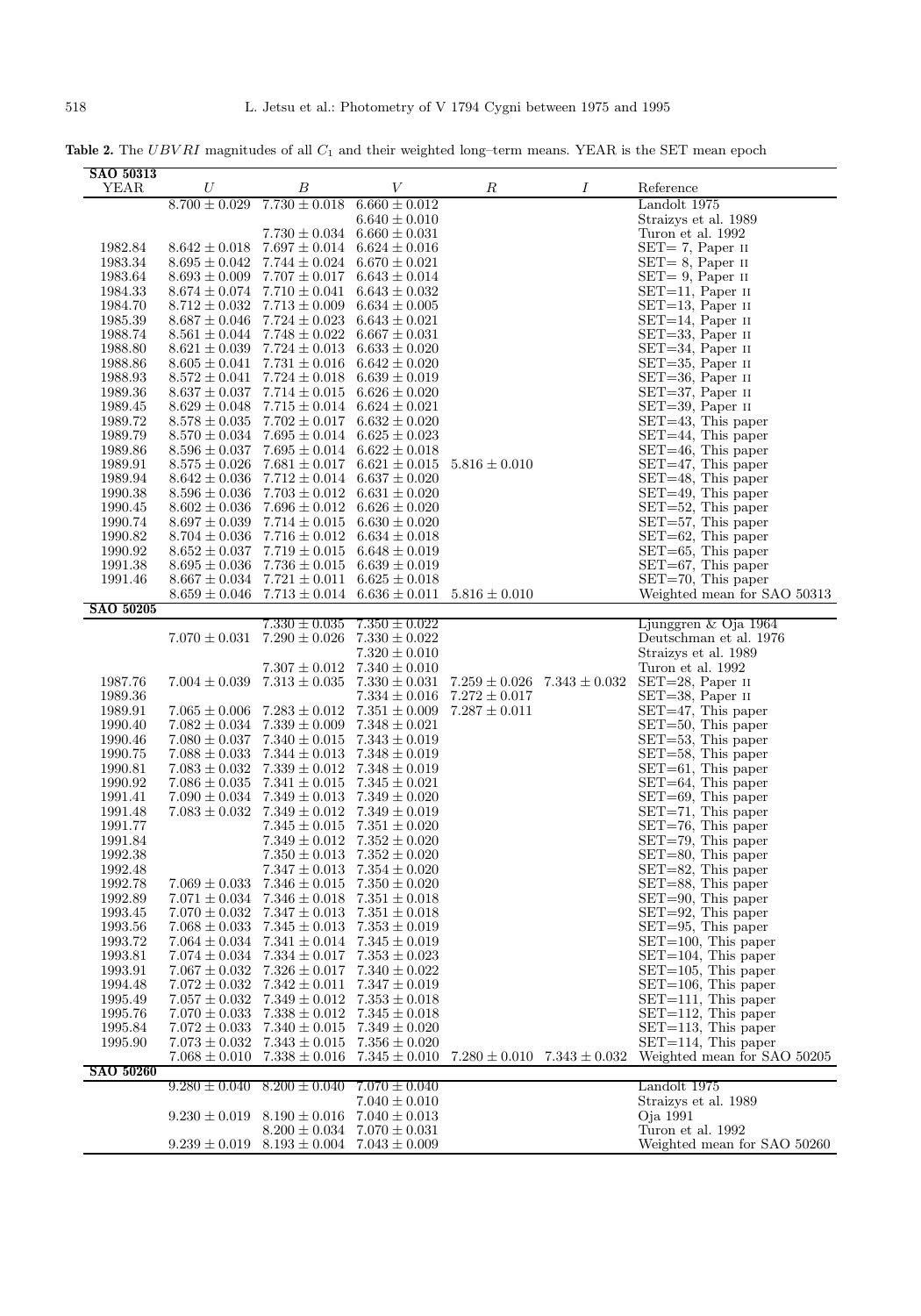**Table 2.** The $UBVRI$ magnitudes of all $C_1$ and their weighted long–term means. YEAR is the SET mean epoch

| YEAR | $U$ | $B$ | $V$ | $R$ | $I$ | Reference |
|---|---|---|---|---|---|---|
| **SAO 50313** | | | | | | |
| | $8.700 \pm 0.029$ | $7.730 \pm 0.018$ | $6.660 \pm 0.012$ | | | Landolt 1975 |
| | | | $6.640 \pm 0.010$ | | | Straizys et al. 1989 |
| | | $7.730 \pm 0.034$ | $6.660 \pm 0.031$ | | | Turon et al. 1992 |
| 1982.84 | $8.642 \pm 0.018$ | $7.697 \pm 0.014$ | $6.624 \pm 0.016$ | | | SET= 7, Paper II |
| 1983.34 | $8.695 \pm 0.042$ | $7.744 \pm 0.024$ | $6.670 \pm 0.021$ | | | SET= 8, Paper II |
| 1983.64 | $8.693 \pm 0.009$ | $7.707 \pm 0.017$ | $6.643 \pm 0.014$ | | | SET= 9, Paper II |
| 1984.33 | $8.674 \pm 0.074$ | $7.710 \pm 0.041$ | $6.643 \pm 0.032$ | | | SET=11, Paper II |
| 1984.70 | $8.712 \pm 0.032$ | $7.713 \pm 0.009$ | $6.634 \pm 0.005$ | | | SET=13, Paper II |
| 1985.39 | $8.687 \pm 0.046$ | $7.724 \pm 0.023$ | $6.643 \pm 0.021$ | | | SET=14, Paper II |
| 1988.74 | $8.561 \pm 0.044$ | $7.748 \pm 0.022$ | $6.667 \pm 0.031$ | | | SET=33, Paper II |
| 1988.80 | $8.621 \pm 0.039$ | $7.724 \pm 0.013$ | $6.633 \pm 0.020$ | | | SET=34, Paper II |
| 1988.86 | $8.605 \pm 0.041$ | $7.731 \pm 0.016$ | $6.642 \pm 0.020$ | | | SET=35, Paper II |
| 1988.93 | $8.572 \pm 0.041$ | $7.724 \pm 0.018$ | $6.639 \pm 0.019$ | | | SET=36, Paper II |
| 1989.36 | $8.637 \pm 0.037$ | $7.714 \pm 0.015$ | $6.626 \pm 0.020$ | | | SET=37, Paper II |
| 1989.45 | $8.629 \pm 0.048$ | $7.715 \pm 0.014$ | $6.624 \pm 0.021$ | | | SET=39, Paper II |
| 1989.72 | $8.578 \pm 0.035$ | $7.702 \pm 0.017$ | $6.632 \pm 0.020$ | | | SET=43, This paper |
| 1989.79 | $8.570 \pm 0.034$ | $7.695 \pm 0.014$ | $6.625 \pm 0.023$ | | | SET=44, This paper |
| 1989.86 | $8.596 \pm 0.037$ | $7.695 \pm 0.014$ | $6.622 \pm 0.018$ | | | SET=46, This paper |
| 1989.91 | $8.575 \pm 0.026$ | $7.681 \pm 0.017$ | $6.621 \pm 0.015$ | $5.816 \pm 0.010$ | | SET=47, This paper |
| 1989.94 | $8.642 \pm 0.036$ | $7.712 \pm 0.014$ | $6.637 \pm 0.020$ | | | SET=48, This paper |
| 1990.38 | $8.596 \pm 0.036$ | $7.703 \pm 0.012$ | $6.631 \pm 0.020$ | | | SET=49, This paper |
| 1990.45 | $8.602 \pm 0.036$ | $7.696 \pm 0.012$ | $6.626 \pm 0.020$ | | | SET=52, This paper |
| 1990.74 | $8.697 \pm 0.039$ | $7.714 \pm 0.015$ | $6.630 \pm 0.020$ | | | SET=57, This paper |
| 1990.82 | $8.704 \pm 0.036$ | $7.716 \pm 0.012$ | $6.634 \pm 0.018$ | | | SET=62, This paper |
| 1990.92 | $8.652 \pm 0.037$ | $7.719 \pm 0.015$ | $6.648 \pm 0.019$ | | | SET=65, This paper |
| 1991.38 | $8.695 \pm 0.036$ | $7.736 \pm 0.015$ | $6.639 \pm 0.019$ | | | SET=67, This paper |
| 1991.46 | $8.667 \pm 0.034$ | $7.721 \pm 0.011$ | $6.625 \pm 0.018$ | | | SET=70, This paper |
| | $8.659 \pm 0.046$ | $7.713 \pm 0.014$ | $6.636 \pm 0.011$ | $5.816 \pm 0.010$ | | Weighted mean for SAO 50313 |
| **SAO 50205** | | | | | | |
| | | $7.330 \pm 0.035$ | $7.350 \pm 0.022$ | | | Ljunggren & Oja 1964 |
| | $7.070 \pm 0.031$ | $7.290 \pm 0.026$ | $7.330 \pm 0.022$ | | | Deutschman et al. 1976 |
| | | | $7.320 \pm 0.010$ | | | Straizys et al. 1989 |
| | | $7.307 \pm 0.012$ | $7.340 \pm 0.010$ | | | Turon et al. 1992 |
| 1987.76 | $7.004 \pm 0.039$ | $7.313 \pm 0.035$ | $7.330 \pm 0.031$ | $7.259 \pm 0.026$ | $7.343 \pm 0.032$ | SET=28, Paper II |
| 1989.36 | | | $7.334 \pm 0.016$ | $7.272 \pm 0.017$ | | SET=38, Paper II |
| 1989.91 | $7.065 \pm 0.006$ | $7.283 \pm 0.012$ | $7.351 \pm 0.009$ | $7.287 \pm 0.011$ | | SET=47, This paper |
| 1990.40 | $7.082 \pm 0.034$ | $7.339 \pm 0.009$ | $7.348 \pm 0.021$ | | | SET=50, This paper |
| 1990.46 | $7.080 \pm 0.037$ | $7.340 \pm 0.015$ | $7.343 \pm 0.019$ | | | SET=53, This paper |
| 1990.75 | $7.088 \pm 0.033$ | $7.344 \pm 0.013$ | $7.348 \pm 0.019$ | | | SET=58, This paper |
| 1990.81 | $7.083 \pm 0.032$ | $7.339 \pm 0.012$ | $7.348 \pm 0.019$ | | | SET=61, This paper |
| 1990.92 | $7.086 \pm 0.035$ | $7.341 \pm 0.015$ | $7.345 \pm 0.021$ | | | SET=64, This paper |
| 1991.41 | $7.090 \pm 0.034$ | $7.349 \pm 0.013$ | $7.349 \pm 0.020$ | | | SET=69, This paper |
| 1991.48 | $7.083 \pm 0.032$ | $7.349 \pm 0.012$ | $7.349 \pm 0.019$ | | | SET=71, This paper |
| 1991.77 | | $7.345 \pm 0.015$ | $7.351 \pm 0.020$ | | | SET=76, This paper |
| 1991.84 | | $7.349 \pm 0.012$ | $7.352 \pm 0.020$ | | | SET=79, This paper |
| 1992.38 | | $7.350 \pm 0.013$ | $7.352 \pm 0.020$ | | | SET=80, This paper |
| 1992.48 | | $7.347 \pm 0.013$ | $7.354 \pm 0.020$ | | | SET=82, This paper |
| 1992.78 | $7.069 \pm 0.033$ | $7.346 \pm 0.015$ | $7.350 \pm 0.020$ | | | SET=88, This paper |
| 1992.89 | $7.071 \pm 0.034$ | $7.346 \pm 0.018$ | $7.351 \pm 0.018$ | | | SET=90, This paper |
| 1993.45 | $7.070 \pm 0.032$ | $7.347 \pm 0.013$ | $7.351 \pm 0.018$ | | | SET=92, This paper |
| 1993.56 | $7.068 \pm 0.033$ | $7.345 \pm 0.013$ | $7.353 \pm 0.019$ | | | SET=95, This paper |
| 1993.72 | $7.064 \pm 0.034$ | $7.341 \pm 0.014$ | $7.345 \pm 0.019$ | | | SET=100, This paper |
| 1993.81 | $7.074 \pm 0.034$ | $7.334 \pm 0.017$ | $7.353 \pm 0.023$ | | | SET=104, This paper |
| 1993.91 | $7.067 \pm 0.032$ | $7.326 \pm 0.017$ | $7.340 \pm 0.022$ | | | SET=105, This paper |
| 1994.48 | $7.072 \pm 0.032$ | $7.342 \pm 0.011$ | $7.347 \pm 0.019$ | | | SET=106, This paper |
| 1995.49 | $7.057 \pm 0.032$ | $7.349 \pm 0.012$ | $7.353 \pm 0.018$ | | | SET=111, This paper |
| 1995.76 | $7.070 \pm 0.033$ | $7.338 \pm 0.012$ | $7.345 \pm 0.018$ | | | SET=112, This paper |
| 1995.84 | $7.072 \pm 0.033$ | $7.340 \pm 0.015$ | $7.349 \pm 0.020$ | | | SET=113, This paper |
| 1995.90 | $7.073 \pm 0.032$ | $7.343 \pm 0.015$ | $7.356 \pm 0.020$ | | | SET=114, This paper |
| | $7.068 \pm 0.010$ | $7.338 \pm 0.016$ | $7.345 \pm 0.010$ | $7.280 \pm 0.010$ | $7.343 \pm 0.032$ | Weighted mean for SAO 50205 |
| **SAO 50260** | | | | | | |
| | $9.280 \pm 0.040$ | $8.200 \pm 0.040$ | $7.070 \pm 0.040$ | | | Landolt 1975 |
| | | | $7.040 \pm 0.010$ | | | Straizys et al. 1989 |
| | $9.230 \pm 0.019$ | $8.190 \pm 0.016$ | $7.040 \pm 0.013$ | | | Oja 1991 |
| | | $8.200 \pm 0.034$ | $7.070 \pm 0.031$ | | | Turon et al. 1992 |
| | $9.239 \pm 0.019$ | $8.193 \pm 0.004$ | $7.043 \pm 0.009$ | | | Weighted mean for SAO 50260 |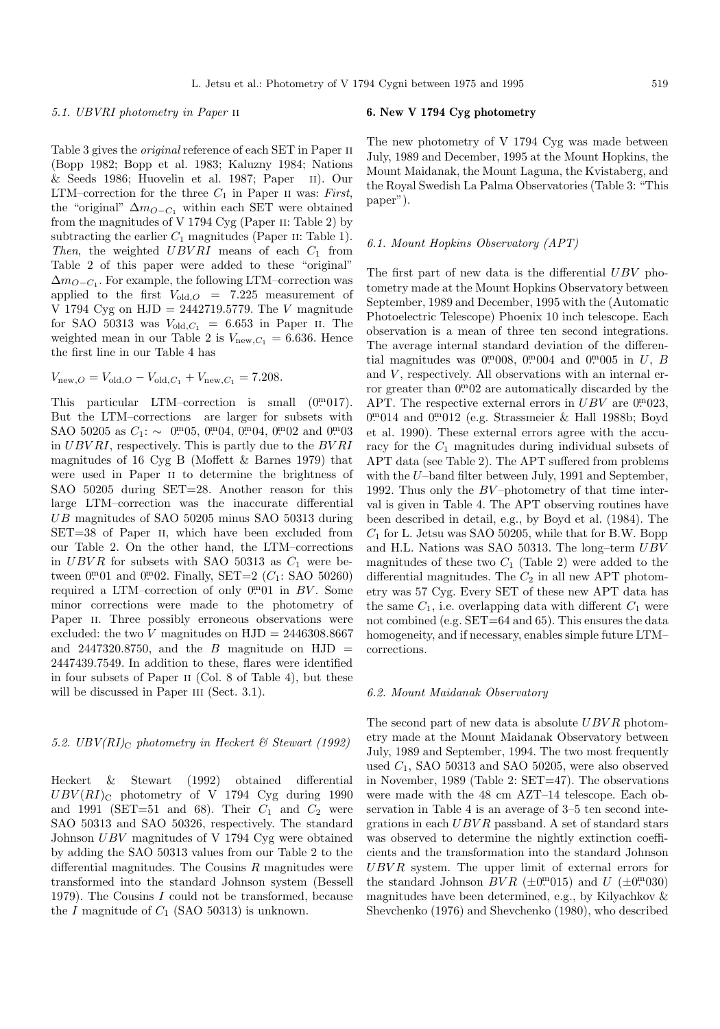### 5.1. UBVRI photometry in Paper II

Table 3 gives the *original* reference of each SET in Paper II (Bopp 1982; Bopp et al. 1983; Kaluzny 1984; Nations & Seeds 1986; Huovelin et al. 1987; Paper II). Our LTM–correction for the three $C_1$ in Paper II was: *First*, the "original" $\Delta m_{O-C_1}$ within each SET were obtained from the magnitudes of V 1794 Cyg (Paper II: Table 2) by subtracting the earlier $C_1$ magnitudes (Paper II: Table 1). *Then*, the weighted $UBVRI$ means of each $C_1$ from Table 2 of this paper were added to these "original" $\Delta m_{O-C_1}$. For example, the following LTM–correction was applied to the first $V_{\rm old,O} = 7.225$ measurement of V 1794 Cyg on HJD = 2442719.5779. The $V$ magnitude for SAO 50313 was $V_{\rm old,C_1} = 6.653$ in Paper II. The weighted mean in our Table 2 is $V_{\rm new,C_1} = 6.636$. Hence the first line in our Table 4 has

$$V_{\rm new,O} = V_{\rm old,O} - V_{\rm old,C_1} + V_{\rm new,C_1} = 7.208.$$

This particular LTM–correction is small ($0\overset{\rm m}{.}017$). But the LTM–corrections are larger for subsets with SAO 50205 as $C_1$: $\sim$ $0\overset{\rm m}{.}05$, $0\overset{\rm m}{.}04$, $0\overset{\rm m}{.}04$, $0\overset{\rm m}{.}02$ and $0\overset{\rm m}{.}03$ in $UBVRI$, respectively. This is partly due to the $BVRI$ magnitudes of 16 Cyg B (Moffett & Barnes 1979) that were used in Paper II to determine the brightness of SAO 50205 during SET=28. Another reason for this large LTM–correction was the inaccurate differential $UB$ magnitudes of SAO 50205 minus SAO 50313 during SET=38 of Paper II, which have been excluded from our Table 2. On the other hand, the LTM–corrections in $UBVR$ for subsets with SAO 50313 as $C_1$ were between $0\overset{\rm m}{.}01$ and $0\overset{\rm m}{.}02$. Finally, SET=2 ($C_1$: SAO 50260) required a LTM–correction of only $0\overset{\rm m}{.}01$ in $BV$. Some minor corrections were made to the photometry of Paper II. Three possibly erroneous observations were excluded: the two $V$ magnitudes on HJD = 2446308.8667 and 2447320.8750, and the $B$ magnitude on HJD = 2447439.7549. In addition to these, flares were identified in four subsets of Paper II (Col. 8 of Table 4), but these will be discussed in Paper III (Sect. 3.1).

### 5.2. UBV(RI)$_{\rm C}$ photometry in Heckert & Stewart (1992)

Heckert & Stewart (1992) obtained differential $UBV(RI)_{\rm C}$ photometry of V 1794 Cyg during 1990 and 1991 (SET=51 and 68). Their $C_1$ and $C_2$ were SAO 50313 and SAO 50326, respectively. The standard Johnson $UBV$ magnitudes of V 1794 Cyg were obtained by adding the SAO 50313 values from our Table 2 to the differential magnitudes. The Cousins $R$ magnitudes were transformed into the standard Johnson system (Bessell 1979). The Cousins $I$ could not be transformed, because the $I$ magnitude of $C_1$ (SAO 50313) is unknown.

## 6. New V 1794 Cyg photometry

The new photometry of V 1794 Cyg was made between July, 1989 and December, 1995 at the Mount Hopkins, the Mount Maidanak, the Mount Laguna, the Kvistaberg, and the Royal Swedish La Palma Observatories (Table 3: "This paper").

### 6.1. Mount Hopkins Observatory (APT)

The first part of new data is the differential $UBV$ photometry made at the Mount Hopkins Observatory between September, 1989 and December, 1995 with the (Automatic Photoelectric Telescope) Phoenix 10 inch telescope. Each observation is a mean of three ten second integrations. The average internal standard deviation of the differential magnitudes was $0\overset{\rm m}{.}008$, $0\overset{\rm m}{.}004$ and $0\overset{\rm m}{.}005$ in $U$, $B$ and $V$, respectively. All observations with an internal error greater than $0\overset{\rm m}{.}02$ are automatically discarded by the APT. The respective external errors in $UBV$ are $0\overset{\rm m}{.}023$, $0\overset{\rm m}{.}014$ and $0\overset{\rm m}{.}012$ (e.g. Strassmeier & Hall 1988b; Boyd et al. 1990). These external errors agree with the accuracy for the $C_1$ magnitudes during individual subsets of APT data (see Table 2). The APT suffered from problems with the $U$–band filter between July, 1991 and September, 1992. Thus only the $BV$–photometry of that time interval is given in Table 4. The APT observing routines have been described in detail, e.g., by Boyd et al. (1984). The $C_1$ for L. Jetsu was SAO 50205, while that for B.W. Bopp and H.L. Nations was SAO 50313. The long–term $UBV$ magnitudes of these two $C_1$ (Table 2) were added to the differential magnitudes. The $C_2$ in all new APT photometry was 57 Cyg. Every SET of these new APT data has the same $C_1$, i.e. overlapping data with different $C_1$ were not combined (e.g. SET=64 and 65). This ensures the data homogeneity, and if necessary, enables simple future LTM–corrections.

### 6.2. Mount Maidanak Observatory

The second part of new data is absolute $UBVR$ photometry made at the Mount Maidanak Observatory between July, 1989 and September, 1994. The two most frequently used $C_1$, SAO 50313 and SAO 50205, were also observed in November, 1989 (Table 2: SET=47). The observations were made with the 48 cm AZT–14 telescope. Each observation in Table 4 is an average of 3–5 ten second integrations in each $UBVR$ passband. A set of standard stars was observed to determine the nightly extinction coefficients and the transformation into the standard Johnson $UBVR$ system. The upper limit of external errors for the standard Johnson $BVR$ ($\pm 0\overset{\rm m}{.}015$) and $U$ ($\pm 0\overset{\rm m}{.}030$) magnitudes have been determined, e.g., by Kilyachkov & Shevchenko (1976) and Shevchenko (1980), who described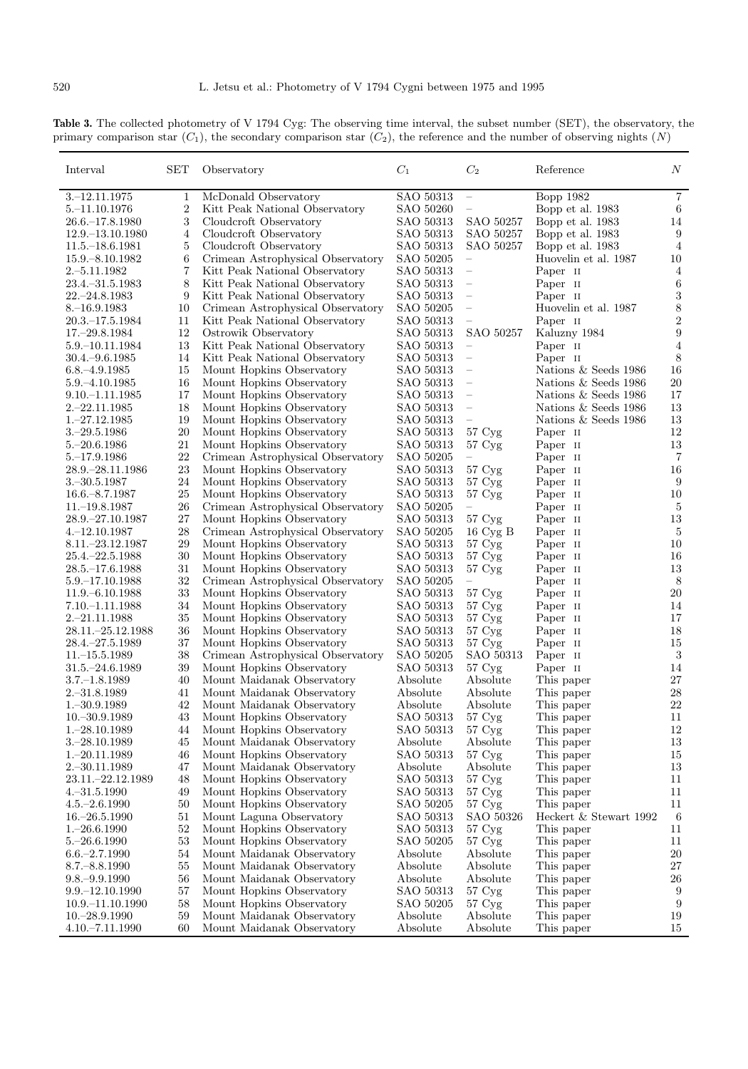**Table 3.** The collected photometry of V 1794 Cyg: The observing time interval, the subset number (SET), the observatory, the primary comparison star ($C_1$), the secondary comparison star ($C_2$), the reference and the number of observing nights ($N$)

| Interval | SET | Observatory | $C_1$ | $C_2$ | Reference | $N$ |
|---|---|---|---|---|---|---|
| 3.–12.11.1975 | 1 | McDonald Observatory | SAO 50313 | – | Bopp 1982 | 7 |
| 5.–11.10.1976 | 2 | Kitt Peak National Observatory | SAO 50260 | – | Bopp et al. 1983 | 6 |
| 26.6.–17.8.1980 | 3 | Cloudcroft Observatory | SAO 50313 | SAO 50257 | Bopp et al. 1983 | 14 |
| 12.9.–13.10.1980 | 4 | Cloudcroft Observatory | SAO 50313 | SAO 50257 | Bopp et al. 1983 | 9 |
| 11.5.–18.6.1981 | 5 | Cloudcroft Observatory | SAO 50313 | SAO 50257 | Bopp et al. 1983 | 4 |
| 15.9.–8.10.1982 | 6 | Crimean Astrophysical Observatory | SAO 50205 | – | Huovelin et al. 1987 | 10 |
| 2.–5.11.1982 | 7 | Kitt Peak National Observatory | SAO 50313 | – | Paper II | 4 |
| 23.4.–31.5.1983 | 8 | Kitt Peak National Observatory | SAO 50313 | – | Paper II | 6 |
| 22.–24.8.1983 | 9 | Kitt Peak National Observatory | SAO 50313 | – | Paper II | 3 |
| 8.–16.9.1983 | 10 | Crimean Astrophysical Observatory | SAO 50205 | – | Huovelin et al. 1987 | 8 |
| 20.3.–17.5.1984 | 11 | Kitt Peak National Observatory | SAO 50313 | – | Paper II | 2 |
| 17.–29.8.1984 | 12 | Ostrowik Observatory | SAO 50313 | SAO 50257 | Kaluzny 1984 | 9 |
| 5.9.–10.11.1984 | 13 | Kitt Peak National Observatory | SAO 50313 | – | Paper II | 4 |
| 30.4.–9.6.1985 | 14 | Kitt Peak National Observatory | SAO 50313 | – | Paper II | 8 |
| 6.8.–4.9.1985 | 15 | Mount Hopkins Observatory | SAO 50313 | – | Nations & Seeds 1986 | 16 |
| 5.9.–4.10.1985 | 16 | Mount Hopkins Observatory | SAO 50313 | – | Nations & Seeds 1986 | 20 |
| 9.10.–1.11.1985 | 17 | Mount Hopkins Observatory | SAO 50313 | – | Nations & Seeds 1986 | 17 |
| 2.–22.11.1985 | 18 | Mount Hopkins Observatory | SAO 50313 | – | Nations & Seeds 1986 | 13 |
| 1.–27.12.1985 | 19 | Mount Hopkins Observatory | SAO 50313 | – | Nations & Seeds 1986 | 13 |
| 3.–29.5.1986 | 20 | Mount Hopkins Observatory | SAO 50313 | 57 Cyg | Paper II | 12 |
| 5.–20.6.1986 | 21 | Mount Hopkins Observatory | SAO 50313 | 57 Cyg | Paper II | 13 |
| 5.–17.9.1986 | 22 | Crimean Astrophysical Observatory | SAO 50205 | – | Paper II | 7 |
| 28.9.–28.11.1986 | 23 | Mount Hopkins Observatory | SAO 50313 | 57 Cyg | Paper II | 16 |
| 3.–30.5.1987 | 24 | Mount Hopkins Observatory | SAO 50313 | 57 Cyg | Paper II | 9 |
| 16.6.–8.7.1987 | 25 | Mount Hopkins Observatory | SAO 50313 | 57 Cyg | Paper II | 10 |
| 11.–19.8.1987 | 26 | Crimean Astrophysical Observatory | SAO 50205 | – | Paper II | 5 |
| 28.9.–27.10.1987 | 27 | Mount Hopkins Observatory | SAO 50313 | 57 Cyg | Paper II | 13 |
| 4.–12.10.1987 | 28 | Crimean Astrophysical Observatory | SAO 50205 | 16 Cyg B | Paper II | 5 |
| 8.11.–23.12.1987 | 29 | Mount Hopkins Observatory | SAO 50313 | 57 Cyg | Paper II | 10 |
| 25.4.–22.5.1988 | 30 | Mount Hopkins Observatory | SAO 50313 | 57 Cyg | Paper II | 16 |
| 28.5.–17.6.1988 | 31 | Mount Hopkins Observatory | SAO 50313 | 57 Cyg | Paper II | 13 |
| 5.9.–17.10.1988 | 32 | Crimean Astrophysical Observatory | SAO 50205 | – | Paper II | 8 |
| 11.9.–6.10.1988 | 33 | Mount Hopkins Observatory | SAO 50313 | 57 Cyg | Paper II | 20 |
| 7.10.–1.11.1988 | 34 | Mount Hopkins Observatory | SAO 50313 | 57 Cyg | Paper II | 14 |
| 2.–21.11.1988 | 35 | Mount Hopkins Observatory | SAO 50313 | 57 Cyg | Paper II | 17 |
| 28.11.–25.12.1988 | 36 | Mount Hopkins Observatory | SAO 50313 | 57 Cyg | Paper II | 18 |
| 28.4.–27.5.1989 | 37 | Mount Hopkins Observatory | SAO 50313 | 57 Cyg | Paper II | 15 |
| 11.–15.5.1989 | 38 | Crimean Astrophysical Observatory | SAO 50205 | SAO 50313 | Paper II | 3 |
| 31.5.–24.6.1989 | 39 | Mount Hopkins Observatory | SAO 50313 | 57 Cyg | Paper II | 14 |
| 3.7.–1.8.1989 | 40 | Mount Maidanak Observatory | Absolute | Absolute | This paper | 27 |
| 2.–31.8.1989 | 41 | Mount Maidanak Observatory | Absolute | Absolute | This paper | 28 |
| 1.–30.9.1989 | 42 | Mount Maidanak Observatory | Absolute | Absolute | This paper | 22 |
| 10.–30.9.1989 | 43 | Mount Hopkins Observatory | SAO 50313 | 57 Cyg | This paper | 11 |
| 1.–28.10.1989 | 44 | Mount Hopkins Observatory | SAO 50313 | 57 Cyg | This paper | 12 |
| 3.–28.10.1989 | 45 | Mount Maidanak Observatory | Absolute | Absolute | This paper | 13 |
| 1.–20.11.1989 | 46 | Mount Hopkins Observatory | SAO 50313 | 57 Cyg | This paper | 15 |
| 2.–30.11.1989 | 47 | Mount Maidanak Observatory | Absolute | Absolute | This paper | 13 |
| 23.11.–22.12.1989 | 48 | Mount Hopkins Observatory | SAO 50313 | 57 Cyg | This paper | 11 |
| 4.–31.5.1990 | 49 | Mount Hopkins Observatory | SAO 50313 | 57 Cyg | This paper | 11 |
| 4.5.–2.6.1990 | 50 | Mount Hopkins Observatory | SAO 50205 | 57 Cyg | This paper | 11 |
| 16.–26.5.1990 | 51 | Mount Laguna Observatory | SAO 50313 | SAO 50326 | Heckert & Stewart 1992 | 6 |
| 1.–26.6.1990 | 52 | Mount Hopkins Observatory | SAO 50313 | 57 Cyg | This paper | 11 |
| 5.–26.6.1990 | 53 | Mount Hopkins Observatory | SAO 50205 | 57 Cyg | This paper | 11 |
| 6.6.–2.7.1990 | 54 | Mount Maidanak Observatory | Absolute | Absolute | This paper | 20 |
| 8.7.–8.8.1990 | 55 | Mount Maidanak Observatory | Absolute | Absolute | This paper | 27 |
| 9.8.–9.9.1990 | 56 | Mount Maidanak Observatory | Absolute | Absolute | This paper | 26 |
| 9.9.–12.10.1990 | 57 | Mount Hopkins Observatory | SAO 50313 | 57 Cyg | This paper | 9 |
| 10.9.–11.10.1990 | 58 | Mount Hopkins Observatory | SAO 50205 | 57 Cyg | This paper | 9 |
| 10.–28.9.1990 | 59 | Mount Maidanak Observatory | Absolute | Absolute | This paper | 19 |
| 4.10.–7.11.1990 | 60 | Mount Maidanak Observatory | Absolute | Absolute | This paper | 15 |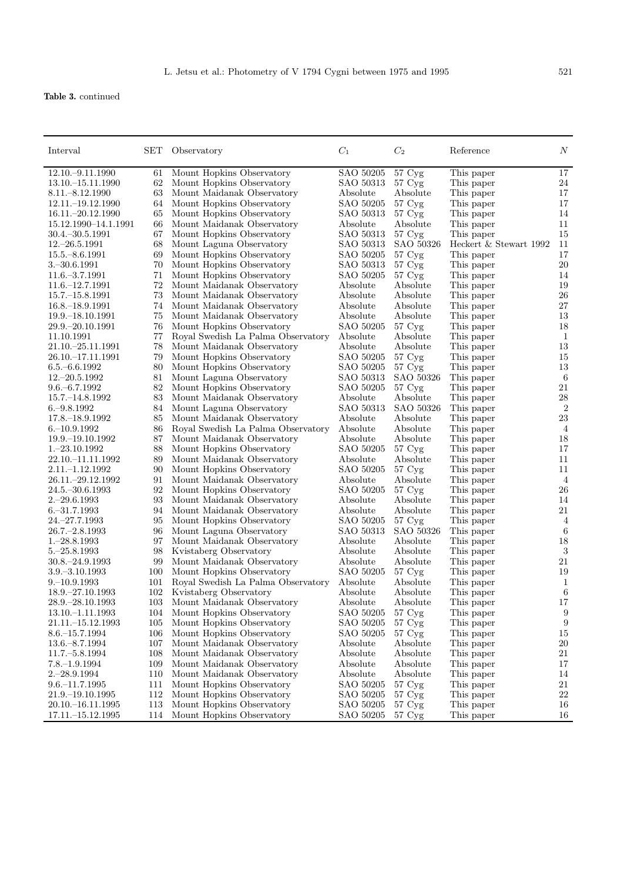**Table 3.** continued

| Interval | SET | Observatory | $C_1$ | $C_2$ | Reference | $N$ |
|---|---|---|---|---|---|---|
| 12.10.–9.11.1990 | 61 | Mount Hopkins Observatory | SAO 50205 | 57 Cyg | This paper | 17 |
| 13.10.–15.11.1990 | 62 | Mount Hopkins Observatory | SAO 50313 | 57 Cyg | This paper | 24 |
| 8.11.–8.12.1990 | 63 | Mount Maidanak Observatory | Absolute | Absolute | This paper | 17 |
| 12.11.–19.12.1990 | 64 | Mount Hopkins Observatory | SAO 50205 | 57 Cyg | This paper | 17 |
| 16.11.–20.12.1990 | 65 | Mount Hopkins Observatory | SAO 50313 | 57 Cyg | This paper | 14 |
| 15.12.1990–14.1.1991 | 66 | Mount Maidanak Observatory | Absolute | Absolute | This paper | 11 |
| 30.4.–30.5.1991 | 67 | Mount Hopkins Observatory | SAO 50313 | 57 Cyg | This paper | 15 |
| 12.–26.5.1991 | 68 | Mount Laguna Observatory | SAO 50313 | SAO 50326 | Heckert & Stewart 1992 | 11 |
| 15.5.–8.6.1991 | 69 | Mount Hopkins Observatory | SAO 50205 | 57 Cyg | This paper | 17 |
| 3.–30.6.1991 | 70 | Mount Hopkins Observatory | SAO 50313 | 57 Cyg | This paper | 20 |
| 11.6.–3.7.1991 | 71 | Mount Hopkins Observatory | SAO 50205 | 57 Cyg | This paper | 14 |
| 11.6.–12.7.1991 | 72 | Mount Maidanak Observatory | Absolute | Absolute | This paper | 19 |
| 15.7.–15.8.1991 | 73 | Mount Maidanak Observatory | Absolute | Absolute | This paper | 26 |
| 16.8.–18.9.1991 | 74 | Mount Maidanak Observatory | Absolute | Absolute | This paper | 27 |
| 19.9.–18.10.1991 | 75 | Mount Maidanak Observatory | Absolute | Absolute | This paper | 13 |
| 29.9.–20.10.1991 | 76 | Mount Hopkins Observatory | SAO 50205 | 57 Cyg | This paper | 18 |
| 11.10.1991 | 77 | Royal Swedish La Palma Observatory | Absolute | Absolute | This paper | 1 |
| 21.10.–25.11.1991 | 78 | Mount Maidanak Observatory | Absolute | Absolute | This paper | 13 |
| 26.10.–17.11.1991 | 79 | Mount Hopkins Observatory | SAO 50205 | 57 Cyg | This paper | 15 |
| 6.5.–6.6.1992 | 80 | Mount Hopkins Observatory | SAO 50205 | 57 Cyg | This paper | 13 |
| 12.–20.5.1992 | 81 | Mount Laguna Observatory | SAO 50313 | SAO 50326 | This paper | 6 |
| 9.6.–6.7.1992 | 82 | Mount Hopkins Observatory | SAO 50205 | 57 Cyg | This paper | 21 |
| 15.7.–14.8.1992 | 83 | Mount Maidanak Observatory | Absolute | Absolute | This paper | 28 |
| 6.–9.8.1992 | 84 | Mount Laguna Observatory | SAO 50313 | SAO 50326 | This paper | 2 |
| 17.8.–18.9.1992 | 85 | Mount Maidanak Observatory | Absolute | Absolute | This paper | 23 |
| 6.–10.9.1992 | 86 | Royal Swedish La Palma Observatory | Absolute | Absolute | This paper | 4 |
| 19.9.–19.10.1992 | 87 | Mount Maidanak Observatory | Absolute | Absolute | This paper | 18 |
| 1.–23.10.1992 | 88 | Mount Hopkins Observatory | SAO 50205 | 57 Cyg | This paper | 17 |
| 22.10.–11.11.1992 | 89 | Mount Maidanak Observatory | Absolute | Absolute | This paper | 11 |
| 2.11.–1.12.1992 | 90 | Mount Hopkins Observatory | SAO 50205 | 57 Cyg | This paper | 11 |
| 26.11.–29.12.1992 | 91 | Mount Maidanak Observatory | Absolute | Absolute | This paper | 4 |
| 24.5.–30.6.1993 | 92 | Mount Hopkins Observatory | SAO 50205 | 57 Cyg | This paper | 26 |
| 2.–29.6.1993 | 93 | Mount Maidanak Observatory | Absolute | Absolute | This paper | 14 |
| 6.–31.7.1993 | 94 | Mount Maidanak Observatory | Absolute | Absolute | This paper | 21 |
| 24.–27.7.1993 | 95 | Mount Hopkins Observatory | SAO 50205 | 57 Cyg | This paper | 4 |
| 26.7.–2.8.1993 | 96 | Mount Laguna Observatory | SAO 50313 | SAO 50326 | This paper | 6 |
| 1.–28.8.1993 | 97 | Mount Maidanak Observatory | Absolute | Absolute | This paper | 18 |
| 5.–25.8.1993 | 98 | Kvistaberg Observatory | Absolute | Absolute | This paper | 3 |
| 30.8.–24.9.1993 | 99 | Mount Maidanak Observatory | Absolute | Absolute | This paper | 21 |
| 3.9.–3.10.1993 | 100 | Mount Hopkins Observatory | SAO 50205 | 57 Cyg | This paper | 19 |
| 9.–10.9.1993 | 101 | Royal Swedish La Palma Observatory | Absolute | Absolute | This paper | 1 |
| 18.9.–27.10.1993 | 102 | Kvistaberg Observatory | Absolute | Absolute | This paper | 6 |
| 28.9.–28.10.1993 | 103 | Mount Maidanak Observatory | Absolute | Absolute | This paper | 17 |
| 13.10.–1.11.1993 | 104 | Mount Hopkins Observatory | SAO 50205 | 57 Cyg | This paper | 9 |
| 21.11.–15.12.1993 | 105 | Mount Hopkins Observatory | SAO 50205 | 57 Cyg | This paper | 9 |
| 8.6.–15.7.1994 | 106 | Mount Hopkins Observatory | SAO 50205 | 57 Cyg | This paper | 15 |
| 13.6.–8.7.1994 | 107 | Mount Maidanak Observatory | Absolute | Absolute | This paper | 20 |
| 11.7.–5.8.1994 | 108 | Mount Maidanak Observatory | Absolute | Absolute | This paper | 21 |
| 7.8.–1.9.1994 | 109 | Mount Maidanak Observatory | Absolute | Absolute | This paper | 17 |
| 2.–28.9.1994 | 110 | Mount Maidanak Observatory | Absolute | Absolute | This paper | 14 |
| 9.6.–11.7.1995 | 111 | Mount Hopkins Observatory | SAO 50205 | 57 Cyg | This paper | 21 |
| 21.9.–19.10.1995 | 112 | Mount Hopkins Observatory | SAO 50205 | 57 Cyg | This paper | 22 |
| 20.10.–16.11.1995 | 113 | Mount Hopkins Observatory | SAO 50205 | 57 Cyg | This paper | 16 |
| 17.11.–15.12.1995 | 114 | Mount Hopkins Observatory | SAO 50205 | 57 Cyg | This paper | 16 |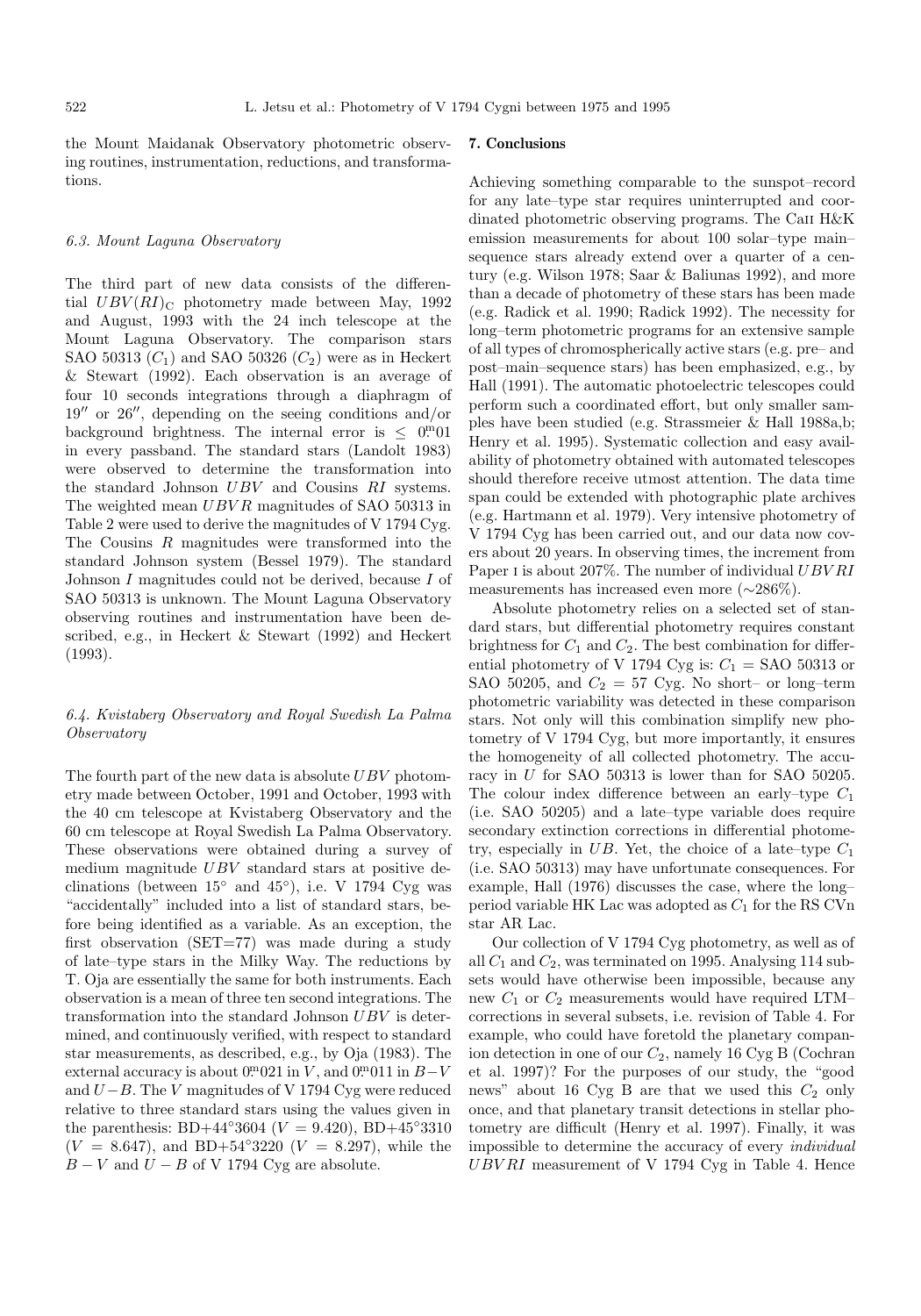the Mount Maidanak Observatory photometric observing routines, instrumentation, reductions, and transformations.

### 6.3. Mount Laguna Observatory

The third part of new data consists of the differential $UBV(RI)_{\rm C}$ photometry made between May, 1992 and August, 1993 with the 24 inch telescope at the Mount Laguna Observatory. The comparison stars SAO 50313 ($C_1$) and SAO 50326 ($C_2$) were as in Heckert & Stewart (1992). Each observation is an average of four 10 seconds integrations through a diaphragm of $19''$ or $26''$, depending on the seeing conditions and/or background brightness. The internal error is $\leq 0.^{\rm m}01$ in every passband. The standard stars (Landolt 1983) were observed to determine the transformation into the standard Johnson $UBV$ and Cousins $RI$ systems. The weighted mean $UBVR$ magnitudes of SAO 50313 in Table 2 were used to derive the magnitudes of V 1794 Cyg. The Cousins $R$ magnitudes were transformed into the standard Johnson system (Bessel 1979). The standard Johnson $I$ magnitudes could not be derived, because $I$ of SAO 50313 is unknown. The Mount Laguna Observatory observing routines and instrumentation have been described, e.g., in Heckert & Stewart (1992) and Heckert (1993).

### 6.4. Kvistaberg Observatory and Royal Swedish La Palma Observatory

The fourth part of the new data is absolute $UBV$ photometry made between October, 1991 and October, 1993 with the 40 cm telescope at Kvistaberg Observatory and the 60 cm telescope at Royal Swedish La Palma Observatory. These observations were obtained during a survey of medium magnitude $UBV$ standard stars at positive declinations (between $15^\circ$ and $45^\circ$), i.e. V 1794 Cyg was "accidentally" included into a list of standard stars, before being identified as a variable. As an exception, the first observation (SET=77) was made during a study of late–type stars in the Milky Way. The reductions by T. Oja are essentially the same for both instruments. Each observation is a mean of three ten second integrations. The transformation into the standard Johnson $UBV$ is determined, and continuously verified, with respect to standard star measurements, as described, e.g., by Oja (1983). The external accuracy is about $0.^{\rm m}021$ in $V$, and $0.^{\rm m}011$ in $B-V$ and $U-B$. The $V$ magnitudes of V 1794 Cyg were reduced relative to three standard stars using the values given in the parenthesis: BD+44°3604 ($V = 9.420$), BD+45°3310 ($V = 8.647$), and BD+54°3220 ($V = 8.297$), while the $B-V$ and $U-B$ of V 1794 Cyg are absolute.

## 7. Conclusions

Achieving something comparable to the sunspot–record for any late–type star requires uninterrupted and coordinated photometric observing programs. The Ca II H&K emission measurements for about 100 solar–type main–sequence stars already extend over a quarter of a century (e.g. Wilson 1978; Saar & Baliunas 1992), and more than a decade of photometry of these stars has been made (e.g. Radick et al. 1990; Radick 1992). The necessity for long–term photometric programs for an extensive sample of all types of chromospherically active stars (e.g. pre– and post–main–sequence stars) has been emphasized, e.g., by Hall (1991). The automatic photoelectric telescopes could perform such a coordinated effort, but only smaller samples have been studied (e.g. Strassmeier & Hall 1988a,b; Henry et al. 1995). Systematic collection and easy availability of photometry obtained with automated telescopes should therefore receive utmost attention. The data time span could be extended with photographic plate archives (e.g. Hartmann et al. 1979). Very intensive photometry of V 1794 Cyg has been carried out, and our data now covers about 20 years. In observing times, the increment from Paper I is about 207%. The number of individual $UBVRI$ measurements has increased even more (∼286%).

Absolute photometry relies on a selected set of standard stars, but differential photometry requires constant brightness for $C_1$ and $C_2$. The best combination for differential photometry of V 1794 Cyg is: $C_1$ = SAO 50313 or SAO 50205, and $C_2$ = 57 Cyg. No short– or long–term photometric variability was detected in these comparison stars. Not only will this combination simplify new photometry of V 1794 Cyg, but more importantly, it ensures the homogeneity of all collected photometry. The accuracy in $U$ for SAO 50313 is lower than for SAO 50205. The colour index difference between an early–type $C_1$ (i.e. SAO 50205) and a late–type variable does require secondary extinction corrections in differential photometry, especially in $UB$. Yet, the choice of a late–type $C_1$ (i.e. SAO 50313) may have unfortunate consequences. For example, Hall (1976) discusses the case, where the long–period variable HK Lac was adopted as $C_1$ for the RS CVn star AR Lac.

Our collection of V 1794 Cyg photometry, as well as of all $C_1$ and $C_2$, was terminated on 1995. Analysing 114 subsets would have otherwise been impossible, because any new $C_1$ or $C_2$ measurements would have required LTM–corrections in several subsets, i.e. revision of Table 4. For example, who could have foretold the planetary companion detection in one of our $C_2$, namely 16 Cyg B (Cochran et al. 1997)? For the purposes of our study, the "good news" about 16 Cyg B are that we used this $C_2$ only once, and that planetary transit detections in stellar photometry are difficult (Henry et al. 1997). Finally, it was impossible to determine the accuracy of every *individual* $UBVRI$ measurement of V 1794 Cyg in Table 4. Hence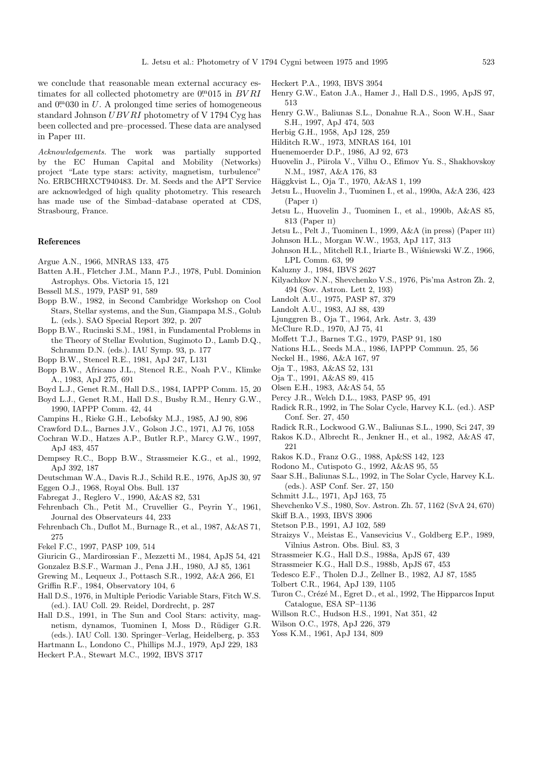we conclude that reasonable mean external accuracy estimates for all collected photometry are $0^{\mathrm{m}}015$ in $BVRI$ and $0^{\mathrm{m}}030$ in $U$. A prolonged time series of homogeneous standard Johnson $UBVRI$ photometry of V 1794 Cyg has been collected and pre–processed. These data are analysed in Paper III.

*Acknowledgements.* The work was partially supported by the EC Human Capital and Mobility (Networks) project "Late type stars: activity, magnetism, turbulence" No. ERBCHRXCT940483. Dr. M. Seeds and the APT Service are acknowledged of high quality photometry. This research has made use of the Simbad–database operated at CDS, Strasbourg, France.

## References

Argue A.N., 1966, MNRAS 133, 475
Batten A.H., Fletcher J.M., Mann P.J., 1978, Publ. Dominion Astrophys. Obs. Victoria 15, 121
Bessell M.S., 1979, PASP 91, 589
Bopp B.W., 1982, in Second Cambridge Workshop on Cool Stars, Stellar systems, and the Sun, Giampapa M.S., Golub L. (eds.). SAO Special Report 392, p. 207
Bopp B.W., Rucinski S.M., 1981, in Fundamental Problems in the Theory of Stellar Evolution, Sugimoto D., Lamb D.Q., Schramm D.N. (eds.). IAU Symp. 93, p. 177
Bopp B.W., Stencel R.E., 1981, ApJ 247, L131
Bopp B.W., Africano J.L., Stencel R.E., Noah P.V., Klimke A., 1983, ApJ 275, 691
Boyd L.J., Genet R.M., Hall D.S., 1984, IAPPP Comm. 15, 20
Boyd L.J., Genet R.M., Hall D.S., Busby R.M., Henry G.W., 1990, IAPPP Comm. 42, 44
Campins H., Rieke G.H., Lebofsky M.J., 1985, AJ 90, 896
Crawford D.L., Barnes J.V., Golson J.C., 1971, AJ 76, 1058
Cochran W.D., Hatzes A.P., Butler R.P., Marcy G.W., 1997, ApJ 483, 457
Dempsey R.C., Bopp B.W., Strassmeier K.G., et al., 1992, ApJ 392, 187
Deutschman W.A., Davis R.J., Schild R.E., 1976, ApJS 30, 97
Eggen O.J., 1968, Royal Obs. Bull. 137
Fabregat J., Reglero V., 1990, A&AS 82, 531
Fehrenbach Ch., Petit M., Cruvellier G., Peyrin Y., 1961, Journal des Observateurs 44, 233
Fehrenbach Ch., Duflot M., Burnage R., et al., 1987, A&AS 71, 275
Fekel F.C., 1997, PASP 109, 514
Giuricin G., Mardirossian F., Mezzetti M., 1984, ApJS 54, 421
Gonzalez B.S.F., Warman J., Pena J.H., 1980, AJ 85, 1361
Grewing M., Lequeux J., Pottasch S.R., 1992, A&A 266, E1
Griffin R.F., 1984, Observatory 104, 6
Hall D.S., 1976, in Multiple Periodic Variable Stars, Fitch W.S. (ed.). IAU Coll. 29. Reidel, Dordrecht, p. 287
Hall D.S., 1991, in The Sun and Cool Stars: activity, magnetism, dynamos, Tuominen I, Moss D., Rüdiger G.R. (eds.). IAU Coll. 130. Springer–Verlag, Heidelberg, p. 353
Hartmann L., Londono C., Phillips M.J., 1979, ApJ 229, 183
Heckert P.A., Stewart M.C., 1992, IBVS 3717
Heckert P.A., 1993, IBVS 3954
Henry G.W., Eaton J.A., Hamer J., Hall D.S., 1995, ApJS 97, 513
Henry G.W., Baliunas S.L., Donahue R.A., Soon W.H., Saar S.H., 1997, ApJ 474, 503
Herbig G.H., 1958, ApJ 128, 259
Hilditch R.W., 1973, MNRAS 164, 101
Huenemoerder D.P., 1986, AJ 92, 673
Huovelin J., Piirola V., Vilhu O., Efimov Yu. S., Shakhovskoy N.M., 1987, A&A 176, 83
Häggkvist L., Oja T., 1970, A&AS 1, 199
Jetsu L., Huovelin J., Tuominen I., et al., 1990a, A&A 236, 423 (Paper I)
Jetsu L., Huovelin J., Tuominen I., et al., 1990b, A&AS 85, 813 (Paper II)
Jetsu L., Pelt J., Tuominen I., 1999, A&A (in press) (Paper III)
Johnson H.L., Morgan W.W., 1953, ApJ 117, 313
Johnson H.L., Mitchell R.I., Iriarte B., Wiśniewski W.Z., 1966, LPL Comm. 63, 99
Kaluzny J., 1984, IBVS 2627
Kilyachkov N.N., Shevchenko V.S., 1976, Pis'ma Astron Zh. 2, 494 (Sov. Astron. Lett 2, 193)
Landolt A.U., 1975, PASP 87, 379
Landolt A.U., 1983, AJ 88, 439
Ljunggren B., Oja T., 1964, Ark. Astr. 3, 439
McClure R.D., 1970, AJ 75, 41
Moffett T.J., Barnes T.G., 1979, PASP 91, 180
Nations H.L., Seeds M.A., 1986, IAPPP Commun. 25, 56
Neckel H., 1986, A&A 167, 97
Oja T., 1983, A&AS 52, 131
Oja T., 1991, A&AS 89, 415
Olsen E.H., 1983, A&AS 54, 55
Percy J.R., Welch D.L., 1983, PASP 95, 491
Radick R.R., 1992, in The Solar Cycle, Harvey K.L. (ed.). ASP Conf. Ser. 27, 450
Radick R.R., Lockwood G.W., Baliunas S.L., 1990, Sci 247, 39
Rakos K.D., Albrecht R., Jenkner H., et al., 1982, A&AS 47, 221
Rakos K.D., Franz O.G., 1988, Ap&SS 142, 123
Rodono M., Cutispoto G., 1992, A&AS 95, 55
Saar S.H., Baliunas S.L., 1992, in The Solar Cycle, Harvey K.L. (eds.). ASP Conf. Ser. 27, 150
Schmitt J.L., 1971, ApJ 163, 75
Shevchenko V.S., 1980, Sov. Astron. Zh. 57, 1162 (SvA 24, 670)
Skiff B.A., 1993, IBVS 3906
Stetson P.B., 1991, AJ 102, 589
Straizys V., Meistas E., Vansevicius V., Goldberg E.P., 1989, Vilnius Astron. Obs. Biul. 83, 3
Strassmeier K.G., Hall D.S., 1988a, ApJS 67, 439
Strassmeier K.G., Hall D.S., 1988b, ApJS 67, 453
Tedesco E.F., Tholen D.J., Zellner B., 1982, AJ 87, 1585
Tolbert C.R., 1964, ApJ 139, 1105
Turon C., Crézé M., Egret D., et al., 1992, The Hipparcos Input Catalogue, ESA SP–1136
Willson R.C., Hudson H.S., 1991, Nat 351, 42
Wilson O.C., 1978, ApJ 226, 379
Yoss K.M., 1961, ApJ 134, 809